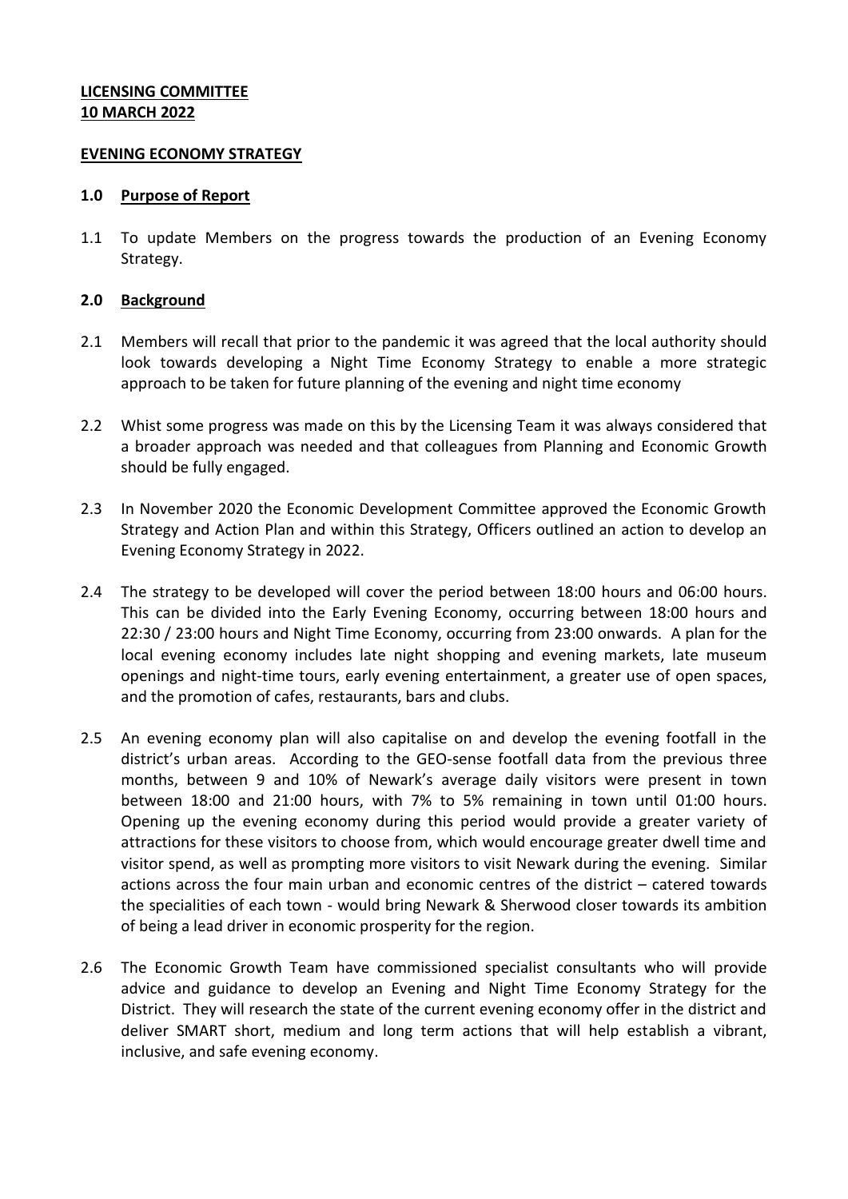**LICENSING COMMITTEE**
**10 MARCH 2022**

**EVENING ECONOMY STRATEGY**

## 1.0 Purpose of Report

1.1 To update Members on the progress towards the production of an Evening Economy Strategy.

## 2.0 Background

2.1 Members will recall that prior to the pandemic it was agreed that the local authority should look towards developing a Night Time Economy Strategy to enable a more strategic approach to be taken for future planning of the evening and night time economy

2.2 Whist some progress was made on this by the Licensing Team it was always considered that a broader approach was needed and that colleagues from Planning and Economic Growth should be fully engaged.

2.3 In November 2020 the Economic Development Committee approved the Economic Growth Strategy and Action Plan and within this Strategy, Officers outlined an action to develop an Evening Economy Strategy in 2022.

2.4 The strategy to be developed will cover the period between 18:00 hours and 06:00 hours. This can be divided into the Early Evening Economy, occurring between 18:00 hours and 22:30 / 23:00 hours and Night Time Economy, occurring from 23:00 onwards. A plan for the local evening economy includes late night shopping and evening markets, late museum openings and night-time tours, early evening entertainment, a greater use of open spaces, and the promotion of cafes, restaurants, bars and clubs.

2.5 An evening economy plan will also capitalise on and develop the evening footfall in the district's urban areas. According to the GEO-sense footfall data from the previous three months, between 9 and 10% of Newark's average daily visitors were present in town between 18:00 and 21:00 hours, with 7% to 5% remaining in town until 01:00 hours. Opening up the evening economy during this period would provide a greater variety of attractions for these visitors to choose from, which would encourage greater dwell time and visitor spend, as well as prompting more visitors to visit Newark during the evening. Similar actions across the four main urban and economic centres of the district – catered towards the specialities of each town - would bring Newark & Sherwood closer towards its ambition of being a lead driver in economic prosperity for the region.

2.6 The Economic Growth Team have commissioned specialist consultants who will provide advice and guidance to develop an Evening and Night Time Economy Strategy for the District. They will research the state of the current evening economy offer in the district and deliver SMART short, medium and long term actions that will help establish a vibrant, inclusive, and safe evening economy.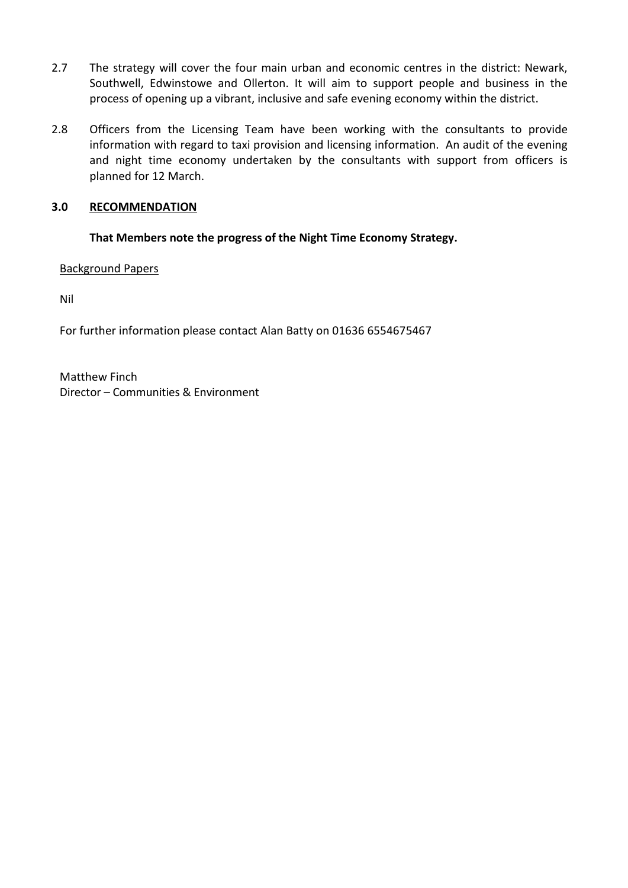2.7 The strategy will cover the four main urban and economic centres in the district: Newark, Southwell, Edwinstowe and Ollerton. It will aim to support people and business in the process of opening up a vibrant, inclusive and safe evening economy within the district.

2.8 Officers from the Licensing Team have been working with the consultants to provide information with regard to taxi provision and licensing information. An audit of the evening and night time economy undertaken by the consultants with support from officers is planned for 12 March.

## 3.0 RECOMMENDATION

**That Members note the progress of the Night Time Economy Strategy.**

Background Papers

Nil

For further information please contact Alan Batty on 01636 6554675467

Matthew Finch
Director – Communities & Environment